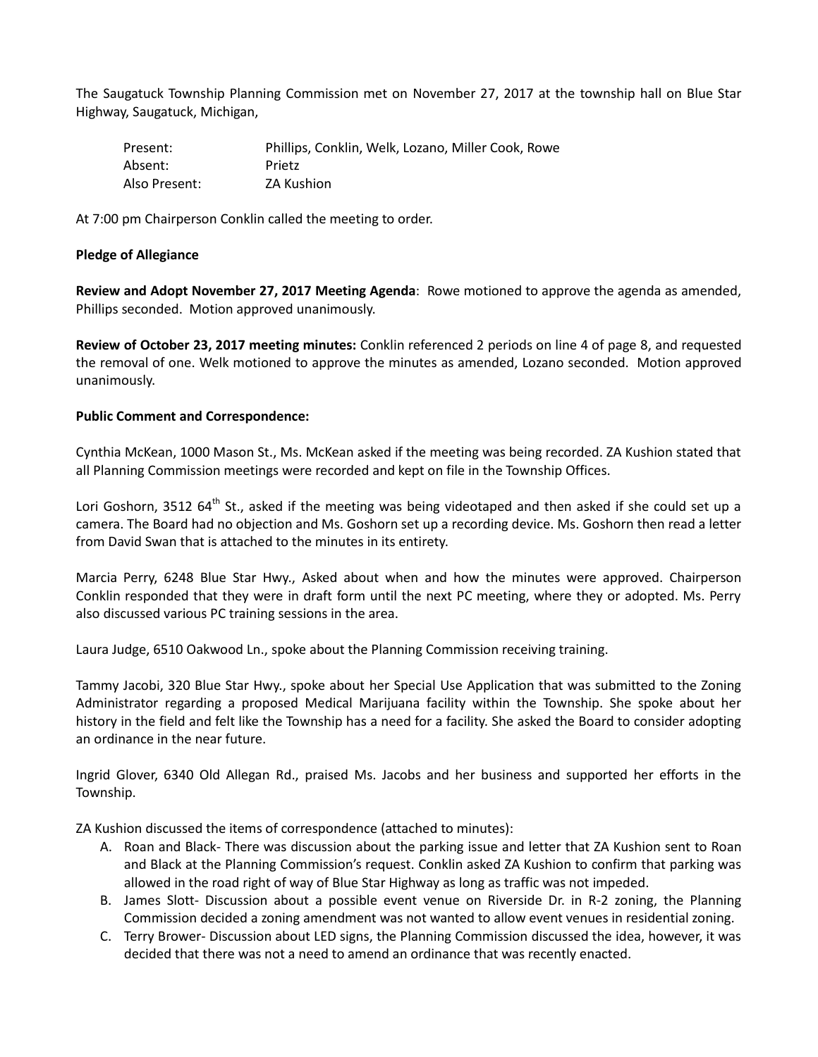The Saugatuck Township Planning Commission met on November 27, 2017 at the township hall on Blue Star Highway, Saugatuck, Michigan,

| | |
|---|---|
| Present: | Phillips, Conklin, Welk, Lozano, Miller Cook, Rowe |
| Absent: | Prietz |
| Also Present: | ZA Kushion |

At 7:00 pm Chairperson Conklin called the meeting to order.

**Pledge of Allegiance**

**Review and Adopt November 27, 2017 Meeting Agenda**: Rowe motioned to approve the agenda as amended, Phillips seconded. Motion approved unanimously.

**Review of October 23, 2017 meeting minutes:** Conklin referenced 2 periods on line 4 of page 8, and requested the removal of one. Welk motioned to approve the minutes as amended, Lozano seconded. Motion approved unanimously.

**Public Comment and Correspondence:**

Cynthia McKean, 1000 Mason St., Ms. McKean asked if the meeting was being recorded. ZA Kushion stated that all Planning Commission meetings were recorded and kept on file in the Township Offices.

Lori Goshorn, 3512 64th St., asked if the meeting was being videotaped and then asked if she could set up a camera. The Board had no objection and Ms. Goshorn set up a recording device. Ms. Goshorn then read a letter from David Swan that is attached to the minutes in its entirety.

Marcia Perry, 6248 Blue Star Hwy., Asked about when and how the minutes were approved. Chairperson Conklin responded that they were in draft form until the next PC meeting, where they or adopted. Ms. Perry also discussed various PC training sessions in the area.

Laura Judge, 6510 Oakwood Ln., spoke about the Planning Commission receiving training.

Tammy Jacobi, 320 Blue Star Hwy., spoke about her Special Use Application that was submitted to the Zoning Administrator regarding a proposed Medical Marijuana facility within the Township. She spoke about her history in the field and felt like the Township has a need for a facility. She asked the Board to consider adopting an ordinance in the near future.

Ingrid Glover, 6340 Old Allegan Rd., praised Ms. Jacobs and her business and supported her efforts in the Township.

ZA Kushion discussed the items of correspondence (attached to minutes):

A. Roan and Black- There was discussion about the parking issue and letter that ZA Kushion sent to Roan and Black at the Planning Commission's request. Conklin asked ZA Kushion to confirm that parking was allowed in the road right of way of Blue Star Highway as long as traffic was not impeded.
B. James Slott- Discussion about a possible event venue on Riverside Dr. in R-2 zoning, the Planning Commission decided a zoning amendment was not wanted to allow event venues in residential zoning.
C. Terry Brower- Discussion about LED signs, the Planning Commission discussed the idea, however, it was decided that there was not a need to amend an ordinance that was recently enacted.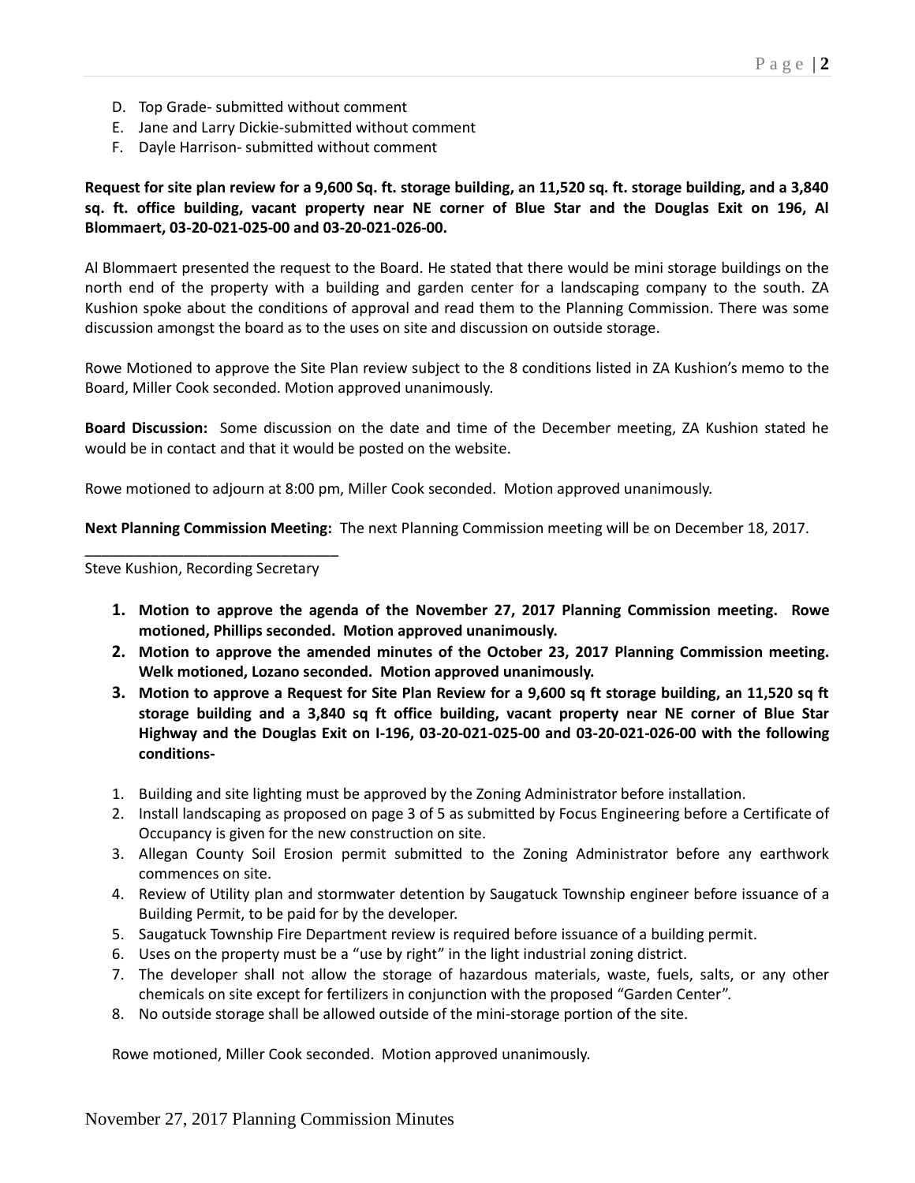D. Top Grade- submitted without comment
E. Jane and Larry Dickie-submitted without comment
F. Dayle Harrison- submitted without comment

**Request for site plan review for a 9,600 Sq. ft. storage building, an 11,520 sq. ft. storage building, and a 3,840 sq. ft. office building, vacant property near NE corner of Blue Star and the Douglas Exit on 196, Al Blommaert, 03-20-021-025-00 and 03-20-021-026-00.**

Al Blommaert presented the request to the Board. He stated that there would be mini storage buildings on the north end of the property with a building and garden center for a landscaping company to the south. ZA Kushion spoke about the conditions of approval and read them to the Planning Commission. There was some discussion amongst the board as to the uses on site and discussion on outside storage.

Rowe Motioned to approve the Site Plan review subject to the 8 conditions listed in ZA Kushion's memo to the Board, Miller Cook seconded. Motion approved unanimously.

**Board Discussion:** Some discussion on the date and time of the December meeting, ZA Kushion stated he would be in contact and that it would be posted on the website.

Rowe motioned to adjourn at 8:00 pm, Miller Cook seconded. Motion approved unanimously.

**Next Planning Commission Meeting:** The next Planning Commission meeting will be on December 18, 2017.

_______________________________
Steve Kushion, Recording Secretary

1. **Motion to approve the agenda of the November 27, 2017 Planning Commission meeting. Rowe motioned, Phillips seconded. Motion approved unanimously.**
2. **Motion to approve the amended minutes of the October 23, 2017 Planning Commission meeting. Welk motioned, Lozano seconded. Motion approved unanimously.**
3. **Motion to approve a Request for Site Plan Review for a 9,600 sq ft storage building, an 11,520 sq ft storage building and a 3,840 sq ft office building, vacant property near NE corner of Blue Star Highway and the Douglas Exit on I-196, 03-20-021-025-00 and 03-20-021-026-00 with the following conditions-**

1. Building and site lighting must be approved by the Zoning Administrator before installation.
2. Install landscaping as proposed on page 3 of 5 as submitted by Focus Engineering before a Certificate of Occupancy is given for the new construction on site.
3. Allegan County Soil Erosion permit submitted to the Zoning Administrator before any earthwork commences on site.
4. Review of Utility plan and stormwater detention by Saugatuck Township engineer before issuance of a Building Permit, to be paid for by the developer.
5. Saugatuck Township Fire Department review is required before issuance of a building permit.
6. Uses on the property must be a "use by right" in the light industrial zoning district.
7. The developer shall not allow the storage of hazardous materials, waste, fuels, salts, or any other chemicals on site except for fertilizers in conjunction with the proposed "Garden Center".
8. No outside storage shall be allowed outside of the mini-storage portion of the site.

Rowe motioned, Miller Cook seconded. Motion approved unanimously.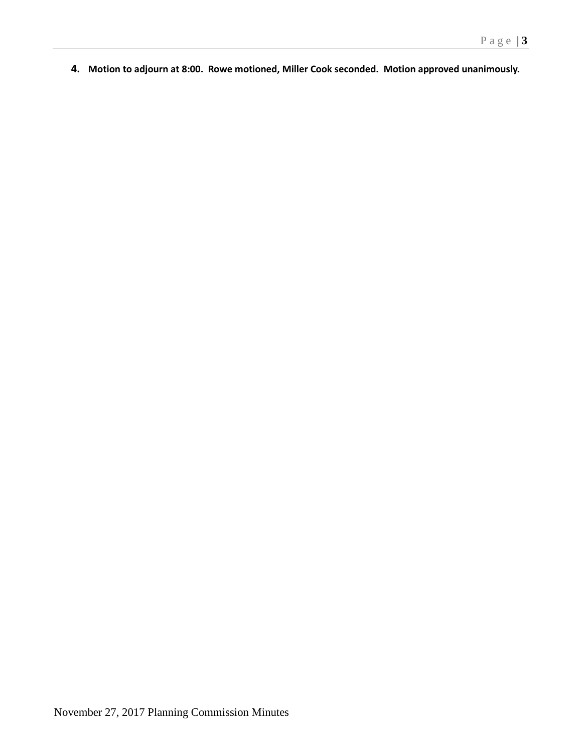4. **Motion to adjourn at 8:00. Rowe motioned, Miller Cook seconded. Motion approved unanimously.**